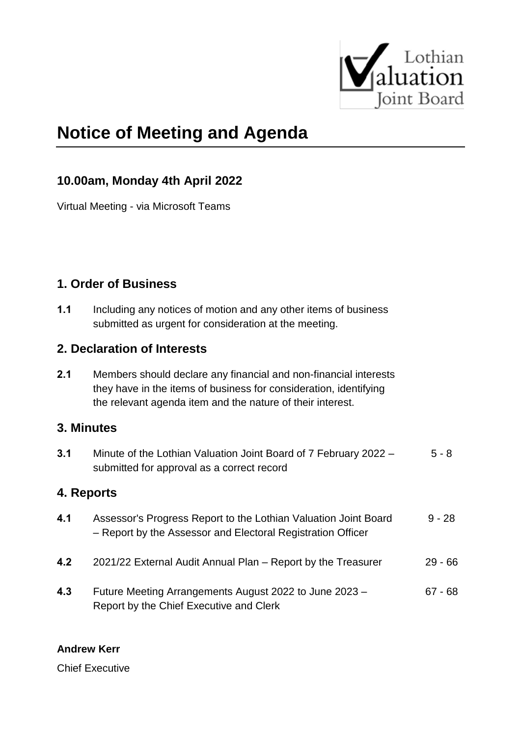Lothian Valuation Joint Board

# Notice of Meeting and Agenda

## 10.00am, Monday 4th April 2022

Virtual Meeting - via Microsoft Teams

## 1. Order of Business

**1.1** Including any notices of motion and any other items of business submitted as urgent for consideration at the meeting.

## 2. Declaration of Interests

**2.1** Members should declare any financial and non-financial interests they have in the items of business for consideration, identifying the relevant agenda item and the nature of their interest.

## 3. Minutes

**3.1** Minute of the Lothian Valuation Joint Board of 7 February 2022 – submitted for approval as a correct record — 5 - 8

## 4. Reports

**4.1** Assessor's Progress Report to the Lothian Valuation Joint Board – Report by the Assessor and Electoral Registration Officer — 9 - 28

**4.2** 2021/22 External Audit Annual Plan – Report by the Treasurer — 29 - 66

**4.3** Future Meeting Arrangements August 2022 to June 2023 – Report by the Chief Executive and Clerk — 67 - 68

**Andrew Kerr**

Chief Executive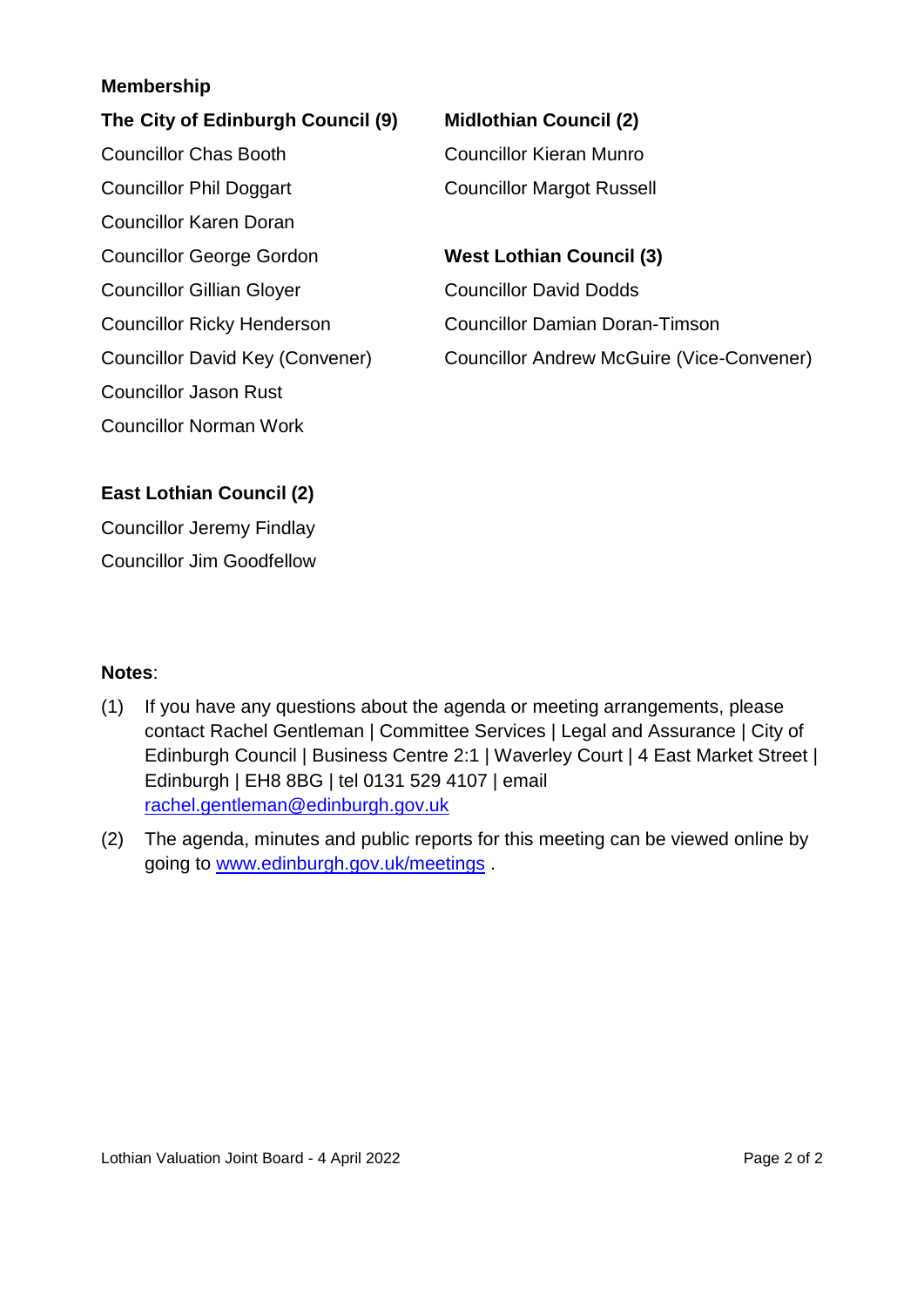**Membership**

**The City of Edinburgh Council (9)**

Councillor Chas Booth
Councillor Phil Doggart
Councillor Karen Doran
Councillor George Gordon
Councillor Gillian Gloyer
Councillor Ricky Henderson
Councillor David Key (Convener)
Councillor Jason Rust
Councillor Norman Work

**Midlothian Council (2)**

Councillor Kieran Munro
Councillor Margot Russell

**West Lothian Council (3)**

Councillor David Dodds
Councillor Damian Doran-Timson
Councillor Andrew McGuire (Vice-Convener)

**East Lothian Council (2)**

Councillor Jeremy Findlay
Councillor Jim Goodfellow

**Notes**:

(1) If you have any questions about the agenda or meeting arrangements, please contact Rachel Gentleman | Committee Services | Legal and Assurance | City of Edinburgh Council | Business Centre 2:1 | Waverley Court | 4 East Market Street | Edinburgh | EH8 8BG | tel 0131 529 4107 | email [rachel.gentleman@edinburgh.gov.uk](mailto:rachel.gentleman@edinburgh.gov.uk)

(2) The agenda, minutes and public reports for this meeting can be viewed online by going to [www.edinburgh.gov.uk/meetings](http://www.edinburgh.gov.uk/meetings) .